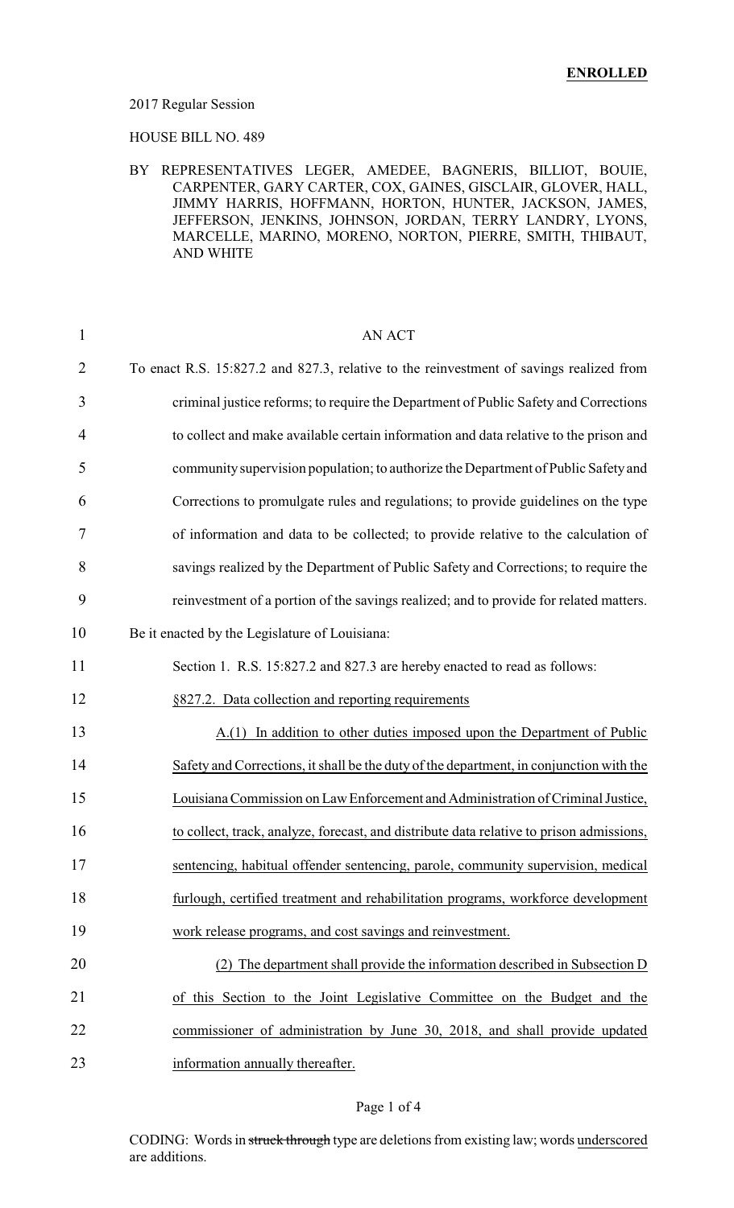**ENROLLED**

2017 Regular Session

HOUSE BILL NO. 489

BY REPRESENTATIVES LEGER, AMEDEE, BAGNERIS, BILLIOT, BOUIE, CARPENTER, GARY CARTER, COX, GAINES, GISCLAIR, GLOVER, HALL, JIMMY HARRIS, HOFFMANN, HORTON, HUNTER, JACKSON, JAMES, JEFFERSON, JENKINS, JOHNSON, JORDAN, TERRY LANDRY, LYONS, MARCELLE, MARINO, MORENO, NORTON, PIERRE, SMITH, THIBAUT, AND WHITE

AN ACT

To enact R.S. 15:827.2 and 827.3, relative to the reinvestment of savings realized from criminal justice reforms; to require the Department of Public Safety and Corrections to collect and make available certain information and data relative to the prison and community supervision population; to authorize the Department of Public Safety and Corrections to promulgate rules and regulations; to provide guidelines on the type of information and data to be collected; to provide relative to the calculation of savings realized by the Department of Public Safety and Corrections; to require the reinvestment of a portion of the savings realized; and to provide for related matters.

Be it enacted by the Legislature of Louisiana:

Section 1. R.S. 15:827.2 and 827.3 are hereby enacted to read as follows:

§827.2. Data collection and reporting requirements

A.(1) In addition to other duties imposed upon the Department of Public Safety and Corrections, it shall be the duty of the department, in conjunction with the Louisiana Commission on Law Enforcement and Administration of Criminal Justice, to collect, track, analyze, forecast, and distribute data relative to prison admissions, sentencing, habitual offender sentencing, parole, community supervision, medical furlough, certified treatment and rehabilitation programs, workforce development work release programs, and cost savings and reinvestment.

(2) The department shall provide the information described in Subsection D of this Section to the Joint Legislative Committee on the Budget and the commissioner of administration by June 30, 2018, and shall provide updated information annually thereafter.

CODING: Words in ~~struck through~~ type are deletions from existing law; words underscored are additions.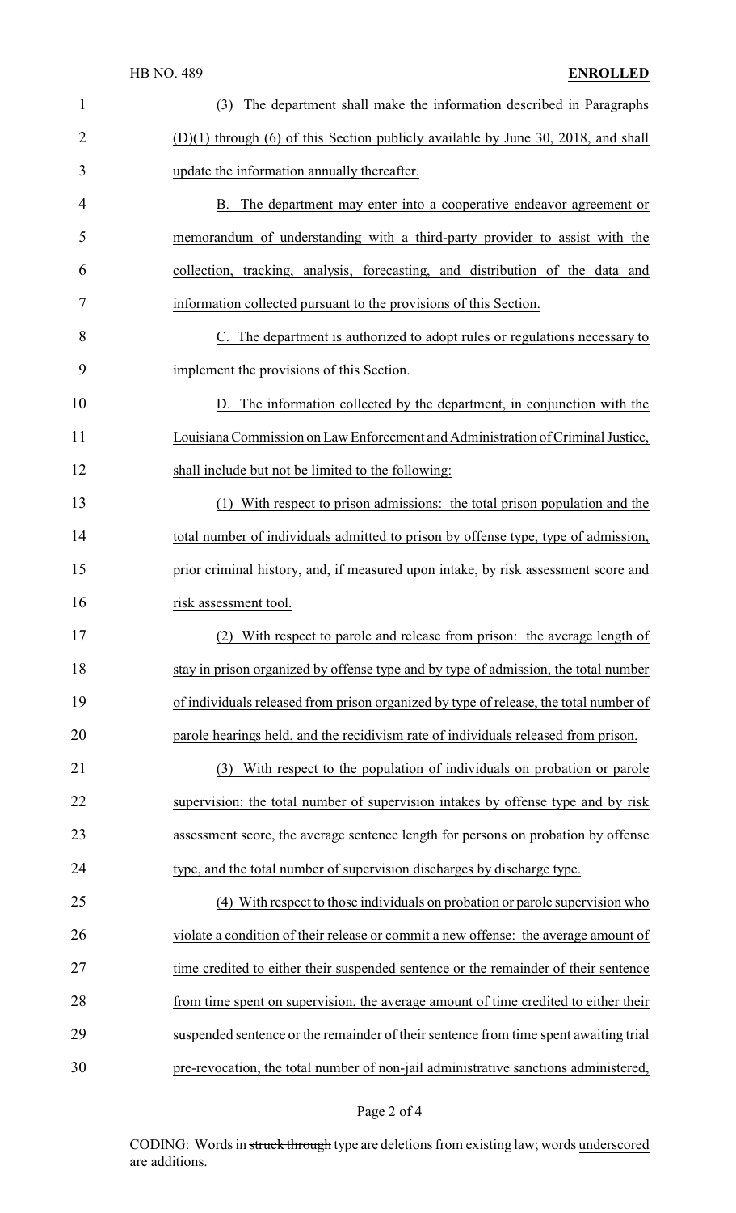(3) The department shall make the information described in Paragraphs (D)(1) through (6) of this Section publicly available by June 30, 2018, and shall update the information annually thereafter.

B. The department may enter into a cooperative endeavor agreement or memorandum of understanding with a third-party provider to assist with the collection, tracking, analysis, forecasting, and distribution of the data and information collected pursuant to the provisions of this Section.

C. The department is authorized to adopt rules or regulations necessary to implement the provisions of this Section.

D. The information collected by the department, in conjunction with the Louisiana Commission on Law Enforcement and Administration of Criminal Justice, shall include but not be limited to the following:

(1) With respect to prison admissions: the total prison population and the total number of individuals admitted to prison by offense type, type of admission, prior criminal history, and, if measured upon intake, by risk assessment score and risk assessment tool.

(2) With respect to parole and release from prison: the average length of stay in prison organized by offense type and by type of admission, the total number of individuals released from prison organized by type of release, the total number of parole hearings held, and the recidivism rate of individuals released from prison.

(3) With respect to the population of individuals on probation or parole supervision: the total number of supervision intakes by offense type and by risk assessment score, the average sentence length for persons on probation by offense type, and the total number of supervision discharges by discharge type.

(4) With respect to those individuals on probation or parole supervision who violate a condition of their release or commit a new offense: the average amount of time credited to either their suspended sentence or the remainder of their sentence from time spent on supervision, the average amount of time credited to either their suspended sentence or the remainder of their sentence from time spent awaiting trial pre-revocation, the total number of non-jail administrative sanctions administered,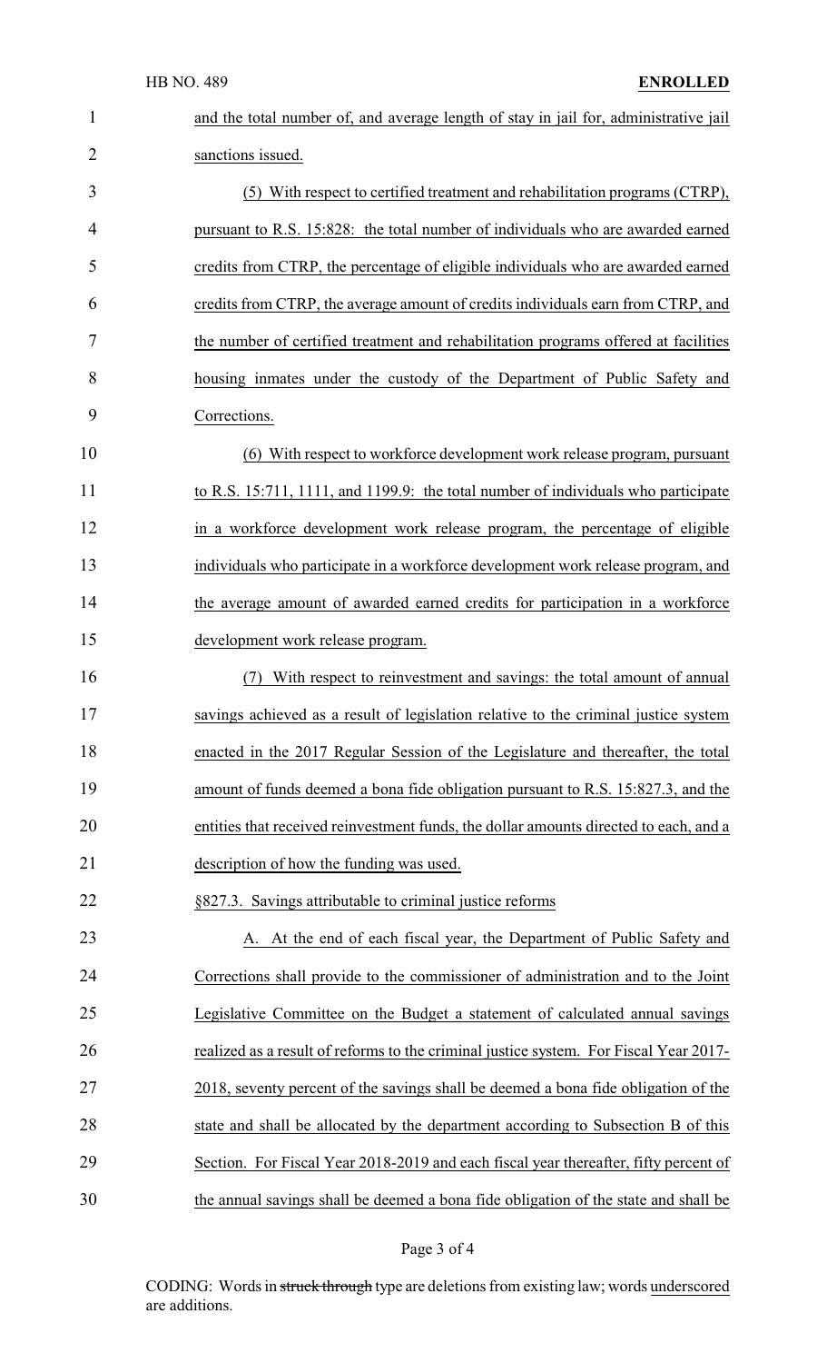and the total number of, and average length of stay in jail for, administrative jail sanctions issued.

(5) With respect to certified treatment and rehabilitation programs (CTRP), pursuant to R.S. 15:828: the total number of individuals who are awarded earned credits from CTRP, the percentage of eligible individuals who are awarded earned credits from CTRP, the average amount of credits individuals earn from CTRP, and the number of certified treatment and rehabilitation programs offered at facilities housing inmates under the custody of the Department of Public Safety and Corrections.

(6) With respect to workforce development work release program, pursuant to R.S. 15:711, 1111, and 1199.9: the total number of individuals who participate in a workforce development work release program, the percentage of eligible individuals who participate in a workforce development work release program, and the average amount of awarded earned credits for participation in a workforce development work release program.

(7) With respect to reinvestment and savings: the total amount of annual savings achieved as a result of legislation relative to the criminal justice system enacted in the 2017 Regular Session of the Legislature and thereafter, the total amount of funds deemed a bona fide obligation pursuant to R.S. 15:827.3, and the entities that received reinvestment funds, the dollar amounts directed to each, and a description of how the funding was used.

§827.3. Savings attributable to criminal justice reforms

A. At the end of each fiscal year, the Department of Public Safety and Corrections shall provide to the commissioner of administration and to the Joint Legislative Committee on the Budget a statement of calculated annual savings realized as a result of reforms to the criminal justice system. For Fiscal Year 2017-2018, seventy percent of the savings shall be deemed a bona fide obligation of the state and shall be allocated by the department according to Subsection B of this Section. For Fiscal Year 2018-2019 and each fiscal year thereafter, fifty percent of the annual savings shall be deemed a bona fide obligation of the state and shall be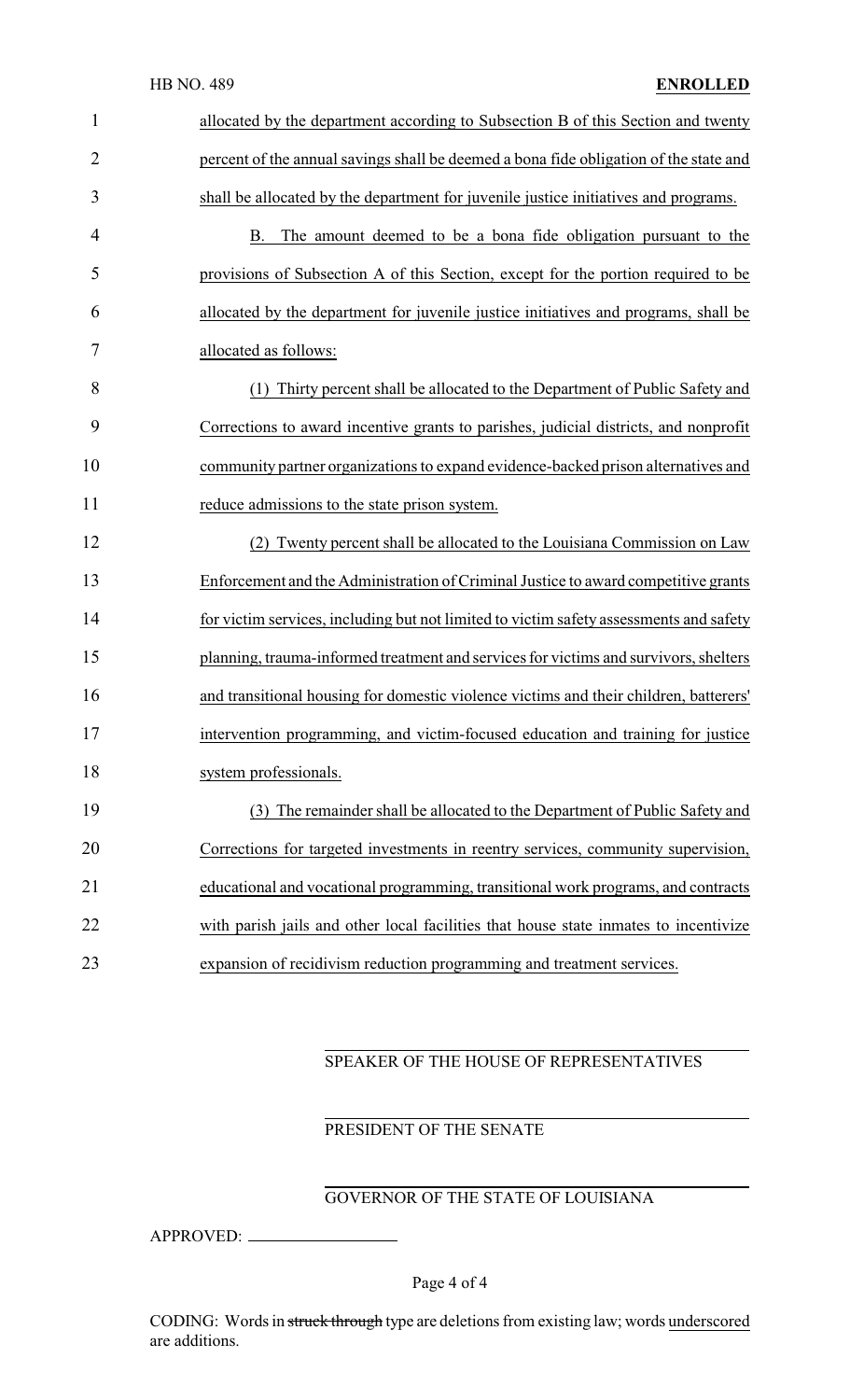allocated by the department according to Subsection B of this Section and twenty percent of the annual savings shall be deemed a bona fide obligation of the state and shall be allocated by the department for juvenile justice initiatives and programs.

B. The amount deemed to be a bona fide obligation pursuant to the provisions of Subsection A of this Section, except for the portion required to be allocated by the department for juvenile justice initiatives and programs, shall be allocated as follows:

(1) Thirty percent shall be allocated to the Department of Public Safety and Corrections to award incentive grants to parishes, judicial districts, and nonprofit community partner organizations to expand evidence-backed prison alternatives and reduce admissions to the state prison system.

(2) Twenty percent shall be allocated to the Louisiana Commission on Law Enforcement and the Administration of Criminal Justice to award competitive grants for victim services, including but not limited to victim safety assessments and safety planning, trauma-informed treatment and services for victims and survivors, shelters and transitional housing for domestic violence victims and their children, batterers' intervention programming, and victim-focused education and training for justice system professionals.

(3) The remainder shall be allocated to the Department of Public Safety and Corrections for targeted investments in reentry services, community supervision, educational and vocational programming, transitional work programs, and contracts with parish jails and other local facilities that house state inmates to incentivize expansion of recidivism reduction programming and treatment services.

SPEAKER OF THE HOUSE OF REPRESENTATIVES

PRESIDENT OF THE SENATE

GOVERNOR OF THE STATE OF LOUISIANA

APPROVED: \_\_\_\_\_\_\_\_\_\_\_\_\_\_\_\_\_\_

CODING: Words in ~~struck through~~ type are deletions from existing law; words underscored are additions.